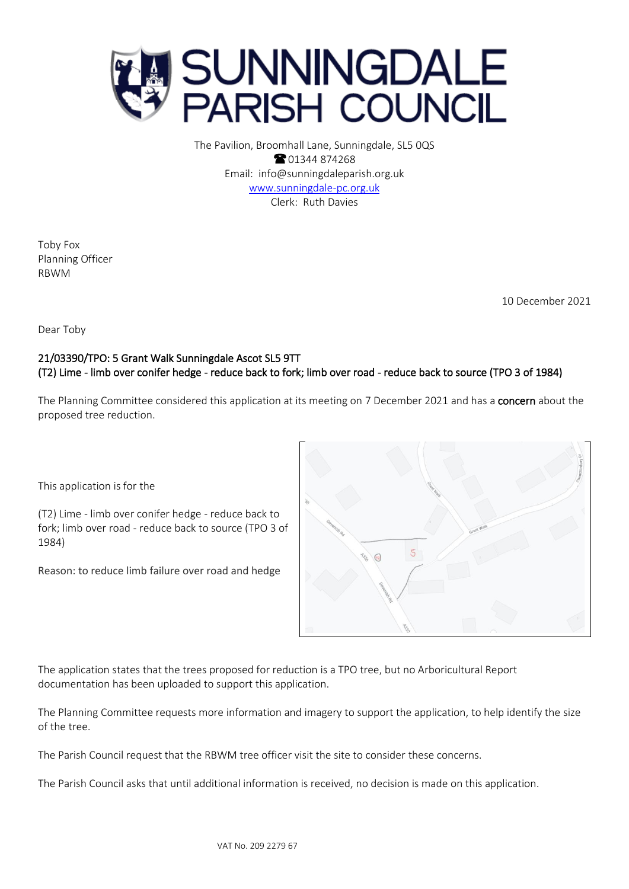# SUNNINGDALE PARISH COUNCIL

The Pavilion, Broomhall Lane, Sunningdale, SL5 0QS
☎ 01344 874268
Email: info@sunningdaleparish.org.uk
www.sunningdale-pc.org.uk
Clerk: Ruth Davies

Toby Fox
Planning Officer
RBWM

10 December 2021

Dear Toby

**21/03390/TPO: 5 Grant Walk Sunningdale Ascot SL5 9TT**
**(T2) Lime - limb over conifer hedge - reduce back to fork; limb over road - reduce back to source (TPO 3 of 1984)**

The Planning Committee considered this application at its meeting on 7 December 2021 and has a **concern** about the proposed tree reduction.

This application is for the

(T2) Lime - limb over conifer hedge - reduce back to fork; limb over road - reduce back to source (TPO 3 of 1984)

Reason: to reduce limb failure over road and hedge

The application states that the trees proposed for reduction is a TPO tree, but no Arboricultural Report documentation has been uploaded to support this application.

The Planning Committee requests more information and imagery to support the application, to help identify the size of the tree.

The Parish Council request that the RBWM tree officer visit the site to consider these concerns.

The Parish Council asks that until additional information is received, no decision is made on this application.

VAT No. 209 2279 67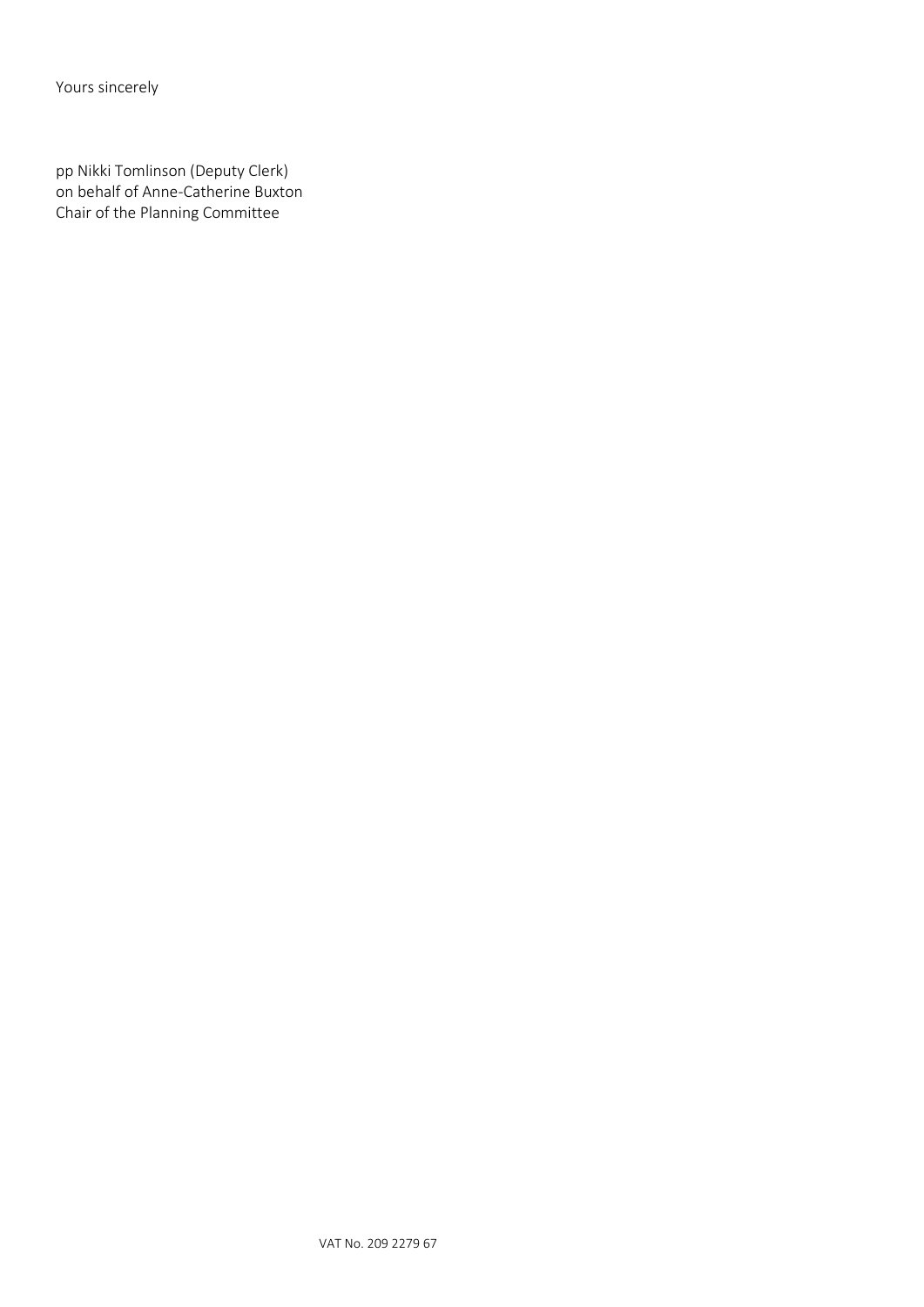Yours sincerely

pp Nikki Tomlinson (Deputy Clerk)
on behalf of Anne-Catherine Buxton
Chair of the Planning Committee

VAT No. 209 2279 67